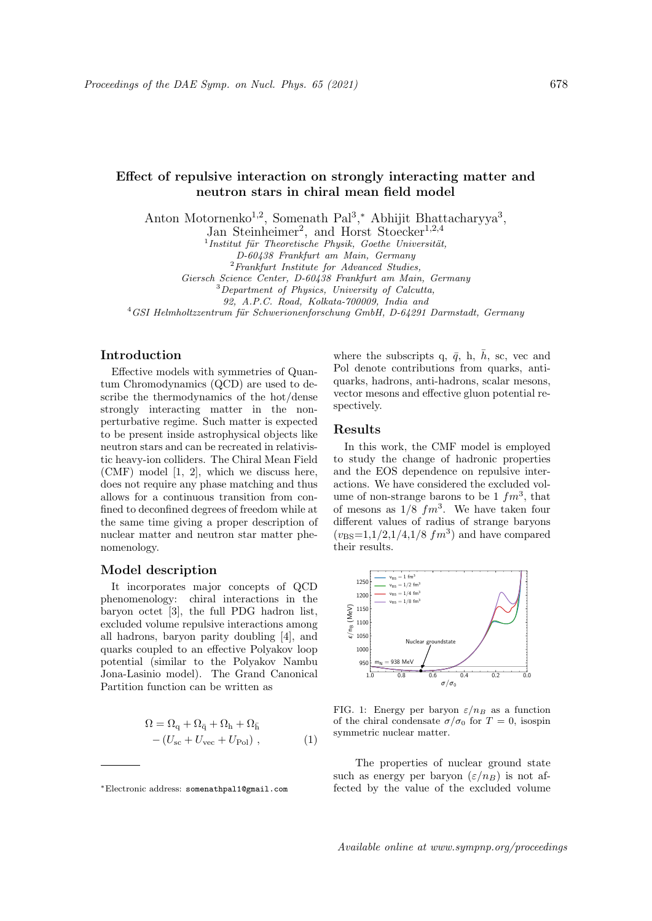# Effect of repulsive interaction on strongly interacting matter and neutron stars in chiral mean field model

Anton Motornenko[1,2], Somenath Pal[3,*] Abhijit Bhattacharyya[3], Jan Steinheimer[2], and Horst Stoecker[1,2,4]

[1] *Institut für Theoretische Physik, Goethe Universität, D-60438 Frankfurt am Main, Germany*
[2] *Frankfurt Institute for Advanced Studies, Giersch Science Center, D-60438 Frankfurt am Main, Germany*
[3] *Department of Physics, University of Calcutta, 92, A.P.C. Road, Kolkata-700009, India and*
[4] *GSI Helmholtzzentrum für Schwerionenforschung GmbH, D-64291 Darmstadt, Germany*

## Introduction

Effective models with symmetries of Quantum Chromodynamics (QCD) are used to describe the thermodynamics of the hot/dense strongly interacting matter in the non-perturbative regime. Such matter is expected to be present inside astrophysical objects like neutron stars and can be recreated in relativistic heavy-ion colliders. The Chiral Mean Field (CMF) model [1, 2], which we discuss here, does not require any phase matching and thus allows for a continuous transition from confined to deconfined degrees of freedom while at the same time giving a proper description of nuclear matter and neutron star matter phenomenology.

## Model description

It incorporates major concepts of QCD phenomenology: chiral interactions in the baryon octet [3], the full PDG hadron list, excluded volume repulsive interactions among all hadrons, baryon parity doubling [4], and quarks coupled to an effective Polyakov loop potential (similar to the Polyakov Nambu Jona-Lasinio model). The Grand Canonical Partition function can be written as

$$\Omega = \Omega_{\mathrm{q}} + \Omega_{\bar{\mathrm{q}}} + \Omega_{\mathrm{h}} + \Omega_{\bar{\mathrm{h}}} - (U_{\mathrm{sc}} + U_{\mathrm{vec}} + U_{\mathrm{Pol}}) \;, \tag{1}$$

where the subscripts q, $\bar{q}$, h, $\bar{h}$, sc, vec and Pol denote contributions from quarks, anti-quarks, hadrons, anti-hadrons, scalar mesons, vector mesons and effective gluon potential respectively.

## Results

In this work, the CMF model is employed to study the change of hadronic properties and the EOS dependence on repulsive interactions. We have considered the excluded volume of non-strange barons to be 1 $fm^3$, that of mesons as 1/8 $fm^3$. We have taken four different values of radius of strange baryons ($v_{\mathrm{BS}}$=1,1/2,1/4,1/8 $fm^3$) and have compared their results.

$v_{BS}$ = 1 fm³
$v_{BS}$ = 1/2 fm³
$v_{BS}$ = 1/4 fm³
$v_{BS}$ = 1/8 fm³
$\varepsilon/n_B$ (MeV)
1250
1200
1150
1100
1050
1000
950
Nuclear groundstate
$m_N$ = 938 MeV
1.0 0.8 0.6 0.4 0.2 0.0
$\sigma/\sigma_0$

FIG. 1: Energy per baryon $\varepsilon/n_B$ as a function of the chiral condensate $\sigma/\sigma_0$ for $T = 0$, isospin symmetric nuclear matter.

The properties of nuclear ground state such as energy per baryon ($\varepsilon/n_B$) is not affected by the value of the excluded volume

*Electronic address: somenathpal1@gmail.com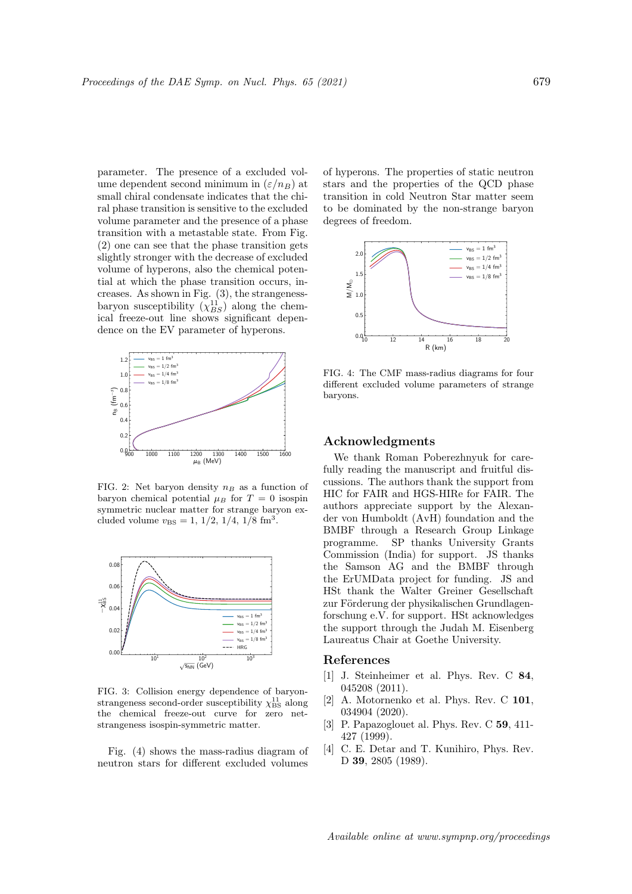parameter. The presence of a excluded volume dependent second minimum in $(\varepsilon/n_B)$ at small chiral condensate indicates that the chiral phase transition is sensitive to the excluded volume parameter and the presence of a phase transition with a metastable state. From Fig. (2) one can see that the phase transition gets slightly stronger with the decrease of excluded volume of hyperons, also the chemical potential at which the phase transition occurs, increases. As shown in Fig. (3), the strangeness-baryon susceptibility $(\chi^{11}_{BS})$ along the chemical freeze-out line shows significant dependence on the EV parameter of hyperons.

$v_{BS} = 1$ fm$^3$
$v_{BS} = 1/2$ fm$^3$
$v_{BS} = 1/4$ fm$^3$
$v_{BS} = 1/8$ fm$^3$
$n_B$ (fm$^{-3}$)
0.0
0.2
0.4
0.6
0.8
1.0
1.2
900
1000
1100
1200
1300
1400
1500
1600
$\mu_B$ (MeV)

FIG. 2: Net baryon density $n_B$ as a function of baryon chemical potential $\mu_B$ for $T = 0$ isospin symmetric nuclear matter for strange baryon excluded volume $v_{BS} = 1, 1/2, 1/4, 1/8$ fm$^3$.

$-\chi^{11}_{BS}$
0.00
0.02
0.04
0.06
0.08
$10^1$
$10^2$
$10^3$
$\sqrt{s_{NN}}$ (GeV)
$v_{BS} = 1$ fm$^3$
$v_{BS} = 1/2$ fm$^3$
$v_{BS} = 1/4$ fm$^3$
$v_{BS} = 1/8$ fm$^3$
HRG

FIG. 3: Collision energy dependence of baryon-strangeness second-order susceptibility $\chi^{11}_{BS}$ along the chemical freeze-out curve for zero net-strangeness isospin-symmetric matter.

Fig. (4) shows the mass-radius diagram of neutron stars for different excluded volumes of hyperons. The properties of static neutron stars and the properties of the QCD phase transition in cold Neutron Star matter seem to be dominated by the non-strange baryon degrees of freedom.

$v_{BS} = 1$ fm$^3$
$v_{BS} = 1/2$ fm$^3$
$v_{BS} = 1/4$ fm$^3$
$v_{BS} = 1/8$ fm$^3$
M/M$_\odot$
0.0
0.5
1.0
1.5
2.0
10
12
14
16
18
20
R (km)

FIG. 4: The CMF mass-radius diagrams for four different excluded volume parameters of strange baryons.

## Acknowledgments

We thank Roman Poberezhnyuk for carefully reading the manuscript and fruitful discussions. The authors thank the support from HIC for FAIR and HGS-HIRe for FAIR. The authors appreciate support by the Alexander von Humboldt (AvH) foundation and the BMBF through a Research Group Linkage programme. SP thanks University Grants Commission (India) for support. JS thanks the Samson AG and the BMBF through the ErUMData project for funding. JS and HSt thank the Walter Greiner Gesellschaft zur Förderung der physikalischen Grundlagenforschung e.V. for support. HSt acknowledges the support through the Judah M. Eisenberg Laureatus Chair at Goethe University.

## References

[1] J. Steinheimer et al. Phys. Rev. C **84**, 045208 (2011).

[2] A. Motornenko et al. Phys. Rev. C **101**, 034904 (2020).

[3] P. Papazogloue al. Phys. Rev. C **59**, 411-427 (1999).

[4] C. E. Detar and T. Kunihiro, Phys. Rev. D **39**, 2805 (1989).